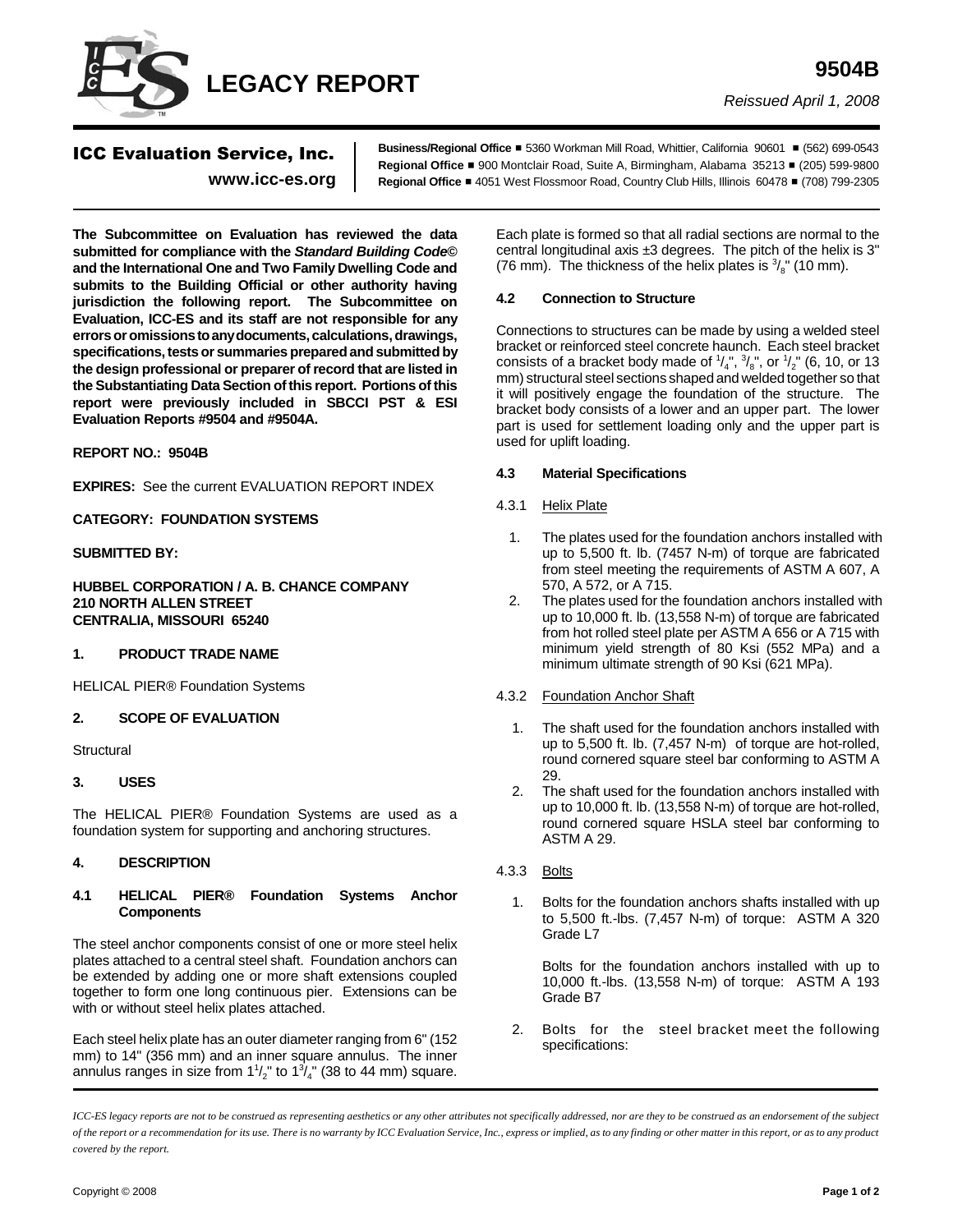# LEGACY REPORT

**9504B**

*Reissued April 1, 2008*

**ICC Evaluation Service, Inc.**
**www.icc-es.org**

**Business/Regional Office** ■ 5360 Workman Mill Road, Whittier, California 90601 ■ (562) 699-0543
**Regional Office** ■ 900 Montclair Road, Suite A, Birmingham, Alabama 35213 ■ (205) 599-9800
**Regional Office** ■ 4051 West Flossmoor Road, Country Club Hills, Illinois 60478 ■ (708) 799-2305

**The Subcommittee on Evaluation has reviewed the data submitted for compliance with the *Standard Building Code©* and the International One and Two Family Dwelling Code and submits to the Building Official or other authority having jurisdiction the following report. The Subcommittee on Evaluation, ICC-ES and its staff are not responsible for any errors or omissions to any documents, calculations, drawings, specifications, tests or summaries prepared and submitted by the design professional or preparer of record that are listed in the Substantiating Data Section of this report. Portions of this report were previously included in SBCCI PST & ESI Evaluation Reports #9504 and #9504A.**

**REPORT NO.: 9504B**

**EXPIRES:** See the current EVALUATION REPORT INDEX

**CATEGORY: FOUNDATION SYSTEMS**

**SUBMITTED BY:**

**HUBBEL CORPORATION / A. B. CHANCE COMPANY**
**210 NORTH ALLEN STREET**
**CENTRALIA, MISSOURI 65240**

## 1. PRODUCT TRADE NAME

HELICAL PIER® Foundation Systems

## 2. SCOPE OF EVALUATION

Structural

## 3. USES

The HELICAL PIER® Foundation Systems are used as a foundation system for supporting and anchoring structures.

## 4. DESCRIPTION

### 4.1 HELICAL PIER® Foundation Systems Anchor Components

The steel anchor components consist of one or more steel helix plates attached to a central steel shaft. Foundation anchors can be extended by adding one or more shaft extensions coupled together to form one long continuous pier. Extensions can be with or without steel helix plates attached.

Each steel helix plate has an outer diameter ranging from 6" (152 mm) to 14" (356 mm) and an inner square annulus. The inner annulus ranges in size from 1 1/2" to 1 3/4" (38 to 44 mm) square. Each plate is formed so that all radial sections are normal to the central longitudinal axis ±3 degrees. The pitch of the helix is 3" (76 mm). The thickness of the helix plates is 3/8" (10 mm).

### 4.2 Connection to Structure

Connections to structures can be made by using a welded steel bracket or reinforced steel concrete haunch. Each steel bracket consists of a bracket body made of 1/4", 3/8", or 1/2" (6, 10, or 13 mm) structural steel sections shaped and welded together so that it will positively engage the foundation of the structure. The bracket body consists of a lower and an upper part. The lower part is used for settlement loading only and the upper part is used for uplift loading.

### 4.3 Material Specifications

#### 4.3.1 Helix Plate

1. The plates used for the foundation anchors installed with up to 5,500 ft. lb. (7457 N-m) of torque are fabricated from steel meeting the requirements of ASTM A 607, A 570, A 572, or A 715.
2. The plates used for the foundation anchors installed with up to 10,000 ft. lb. (13,558 N-m) of torque are fabricated from hot rolled steel plate per ASTM A 656 or A 715 with minimum yield strength of 80 Ksi (552 MPa) and a minimum ultimate strength of 90 Ksi (621 MPa).

#### 4.3.2 Foundation Anchor Shaft

1. The shaft used for the foundation anchors installed with up to 5,500 ft. lb. (7,457 N-m) of torque are hot-rolled, round cornered square steel bar conforming to ASTM A 29.
2. The shaft used for the foundation anchors installed with up to 10,000 ft. lb. (13,558 N-m) of torque are hot-rolled, round cornered square HSLA steel bar conforming to ASTM A 29.

#### 4.3.3 Bolts

1. Bolts for the foundation anchors shafts installed with up to 5,500 ft.-lbs. (7,457 N-m) of torque: ASTM A 320 Grade L7

   Bolts for the foundation anchors installed with up to 10,000 ft.-lbs. (13,558 N-m) of torque: ASTM A 193 Grade B7

2. Bolts for the steel bracket meet the following specifications:

*ICC-ES legacy reports are not to be construed as representing aesthetics or any other attributes not specifically addressed, nor are they to be construed as an endorsement of the subject of the report or a recommendation for its use. There is no warranty by ICC Evaluation Service, Inc., express or implied, as to any finding or other matter in this report, or as to any product covered by the report.*

Copyright © 2008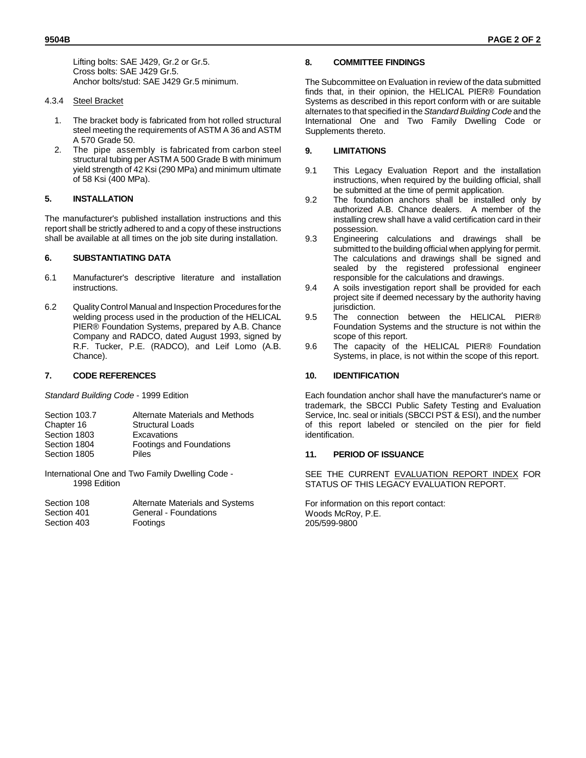Lifting bolts: SAE J429, Gr.2 or Gr.5.
Cross bolts: SAE J429 Gr.5.
Anchor bolts/stud: SAE J429 Gr.5 minimum.

4.3.4 Steel Bracket

1. The bracket body is fabricated from hot rolled structural steel meeting the requirements of ASTM A 36 and ASTM A 570 Grade 50.
2. The pipe assembly is fabricated from carbon steel structural tubing per ASTM A 500 Grade B with minimum yield strength of 42 Ksi (290 MPa) and minimum ultimate of 58 Ksi (400 MPa).

## 5. INSTALLATION

The manufacturer's published installation instructions and this report shall be strictly adhered to and a copy of these instructions shall be available at all times on the job site during installation.

## 6. SUBSTANTIATING DATA

6.1 Manufacturer's descriptive literature and installation instructions.

6.2 Quality Control Manual and Inspection Procedures for the welding process used in the production of the HELICAL PIER® Foundation Systems, prepared by A.B. Chance Company and RADCO, dated August 1993, signed by R.F. Tucker, P.E. (RADCO), and Leif Lomo (A.B. Chance).

## 7. CODE REFERENCES

*Standard Building Code* - 1999 Edition

| | |
|---|---|
| Section 103.7 | Alternate Materials and Methods |
| Chapter 16 | Structural Loads |
| Section 1803 | Excavations |
| Section 1804 | Footings and Foundations |
| Section 1805 | Piles |

International One and Two Family Dwelling Code - 1998 Edition

| | |
|---|---|
| Section 108 | Alternate Materials and Systems |
| Section 401 | General - Foundations |
| Section 403 | Footings |

## 8. COMMITTEE FINDINGS

The Subcommittee on Evaluation in review of the data submitted finds that, in their opinion, the HELICAL PIER® Foundation Systems as described in this report conform with or are suitable alternates to that specified in the *Standard Building Code* and the International One and Two Family Dwelling Code or Supplements thereto.

## 9. LIMITATIONS

9.1 This Legacy Evaluation Report and the installation instructions, when required by the building official, shall be submitted at the time of permit application.

9.2 The foundation anchors shall be installed only by authorized A.B. Chance dealers. A member of the installing crew shall have a valid certification card in their possession.

9.3 Engineering calculations and drawings shall be submitted to the building official when applying for permit. The calculations and drawings shall be signed and sealed by the registered professional engineer responsible for the calculations and drawings.

9.4 A soils investigation report shall be provided for each project site if deemed necessary by the authority having jurisdiction.

9.5 The connection between the HELICAL PIER® Foundation Systems and the structure is not within the scope of this report.

9.6 The capacity of the HELICAL PIER® Foundation Systems, in place, is not within the scope of this report.

## 10. IDENTIFICATION

Each foundation anchor shall have the manufacturer's name or trademark, the SBCCI Public Safety Testing and Evaluation Service, Inc. seal or initials (SBCCI PST & ESI), and the number of this report labeled or stenciled on the pier for field identification.

## 11. PERIOD OF ISSUANCE

SEE THE CURRENT EVALUATION REPORT INDEX FOR STATUS OF THIS LEGACY EVALUATION REPORT.

For information on this report contact:
Woods McRoy, P.E.
205/599-9800